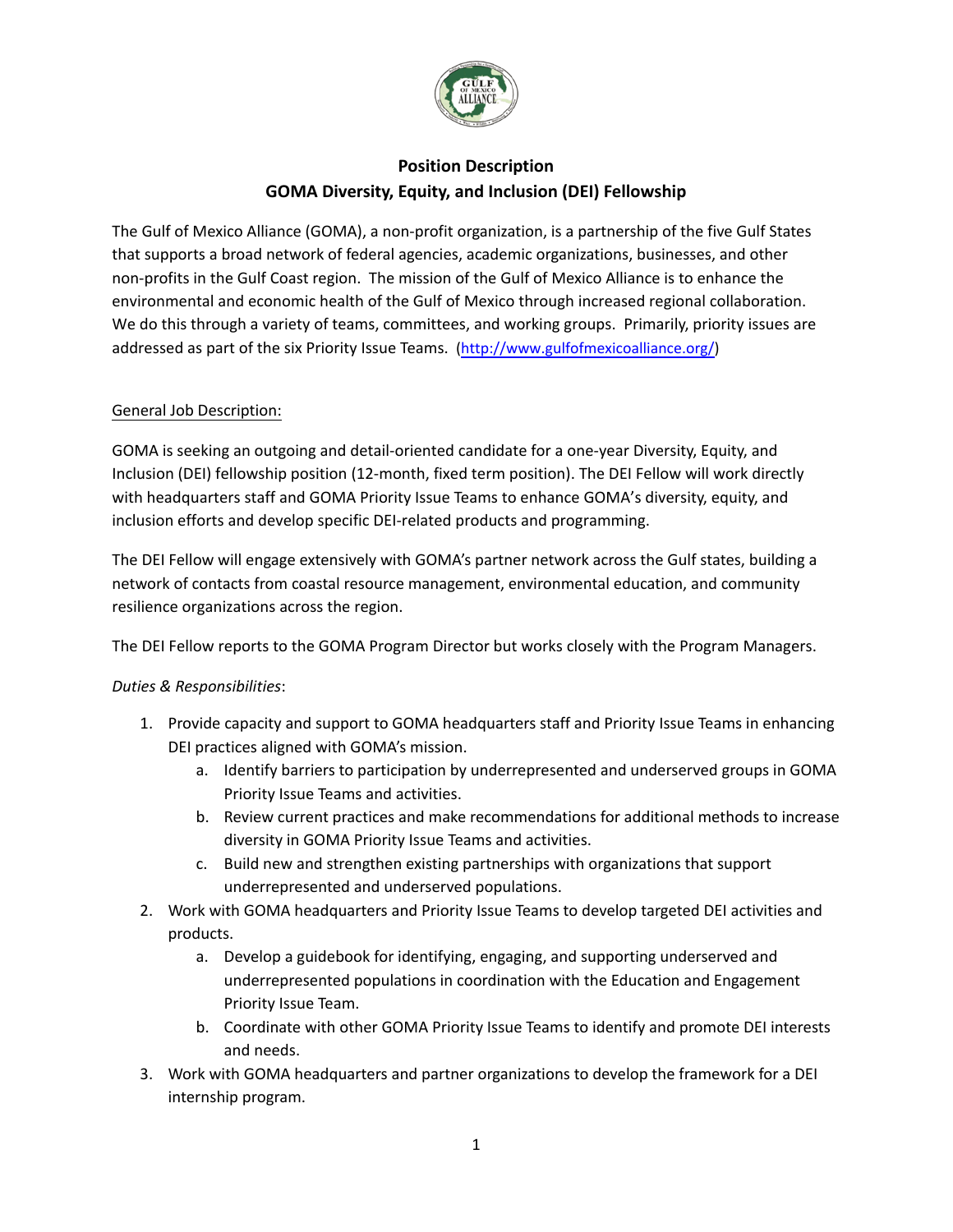# Position Description
## GOMA Diversity, Equity, and Inclusion (DEI) Fellowship

The Gulf of Mexico Alliance (GOMA), a non-profit organization, is a partnership of the five Gulf States that supports a broad network of federal agencies, academic organizations, businesses, and other non-profits in the Gulf Coast region. The mission of the Gulf of Mexico Alliance is to enhance the environmental and economic health of the Gulf of Mexico through increased regional collaboration. We do this through a variety of teams, committees, and working groups. Primarily, priority issues are addressed as part of the six Priority Issue Teams. (http://www.gulfofmexicoalliance.org/)

General Job Description:

GOMA is seeking an outgoing and detail-oriented candidate for a one-year Diversity, Equity, and Inclusion (DEI) fellowship position (12-month, fixed term position). The DEI Fellow will work directly with headquarters staff and GOMA Priority Issue Teams to enhance GOMA's diversity, equity, and inclusion efforts and develop specific DEI-related products and programming.

The DEI Fellow will engage extensively with GOMA's partner network across the Gulf states, building a network of contacts from coastal resource management, environmental education, and community resilience organizations across the region.

The DEI Fellow reports to the GOMA Program Director but works closely with the Program Managers.

*Duties & Responsibilities*:

1. Provide capacity and support to GOMA headquarters staff and Priority Issue Teams in enhancing DEI practices aligned with GOMA's mission.
   a. Identify barriers to participation by underrepresented and underserved groups in GOMA Priority Issue Teams and activities.
   b. Review current practices and make recommendations for additional methods to increase diversity in GOMA Priority Issue Teams and activities.
   c. Build new and strengthen existing partnerships with organizations that support underrepresented and underserved populations.
2. Work with GOMA headquarters and Priority Issue Teams to develop targeted DEI activities and products.
   a. Develop a guidebook for identifying, engaging, and supporting underserved and underrepresented populations in coordination with the Education and Engagement Priority Issue Team.
   b. Coordinate with other GOMA Priority Issue Teams to identify and promote DEI interests and needs.
3. Work with GOMA headquarters and partner organizations to develop the framework for a DEI internship program.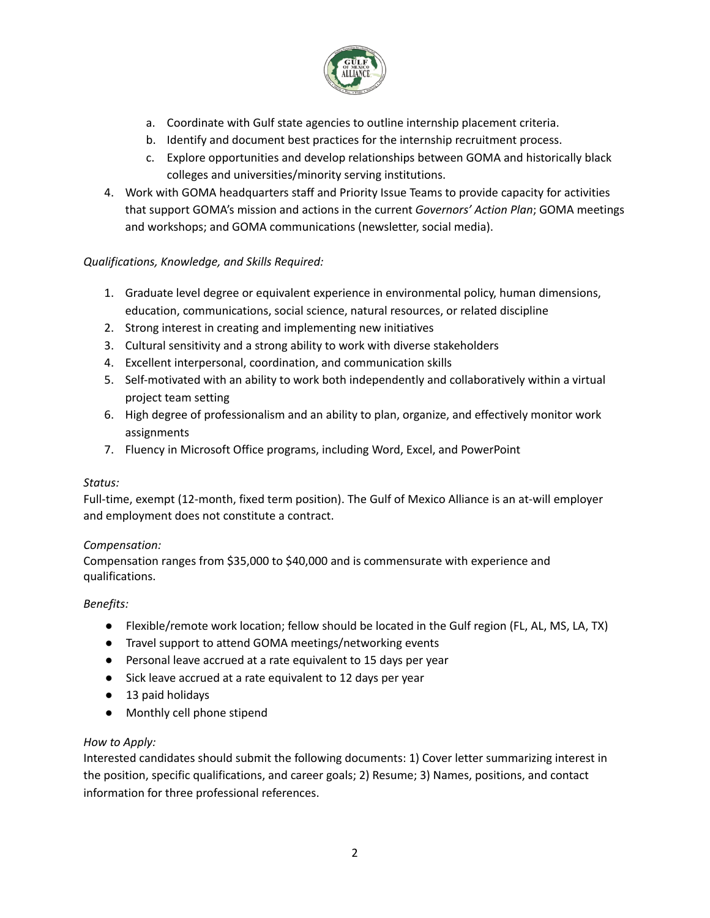a. Coordinate with Gulf state agencies to outline internship placement criteria.
   b. Identify and document best practices for the internship recruitment process.
   c. Explore opportunities and develop relationships between GOMA and historically black colleges and universities/minority serving institutions.
4. Work with GOMA headquarters staff and Priority Issue Teams to provide capacity for activities that support GOMA's mission and actions in the current *Governors' Action Plan*; GOMA meetings and workshops; and GOMA communications (newsletter, social media).

*Qualifications, Knowledge, and Skills Required:*

1. Graduate level degree or equivalent experience in environmental policy, human dimensions, education, communications, social science, natural resources, or related discipline
2. Strong interest in creating and implementing new initiatives
3. Cultural sensitivity and a strong ability to work with diverse stakeholders
4. Excellent interpersonal, coordination, and communication skills
5. Self-motivated with an ability to work both independently and collaboratively within a virtual project team setting
6. High degree of professionalism and an ability to plan, organize, and effectively monitor work assignments
7. Fluency in Microsoft Office programs, including Word, Excel, and PowerPoint

*Status:*
Full-time, exempt (12-month, fixed term position). The Gulf of Mexico Alliance is an at-will employer and employment does not constitute a contract.

*Compensation:*
Compensation ranges from $35,000 to $40,000 and is commensurate with experience and qualifications.

*Benefits:*

- Flexible/remote work location; fellow should be located in the Gulf region (FL, AL, MS, LA, TX)
- Travel support to attend GOMA meetings/networking events
- Personal leave accrued at a rate equivalent to 15 days per year
- Sick leave accrued at a rate equivalent to 12 days per year
- 13 paid holidays
- Monthly cell phone stipend

*How to Apply:*
Interested candidates should submit the following documents: 1) Cover letter summarizing interest in the position, specific qualifications, and career goals; 2) Resume; 3) Names, positions, and contact information for three professional references.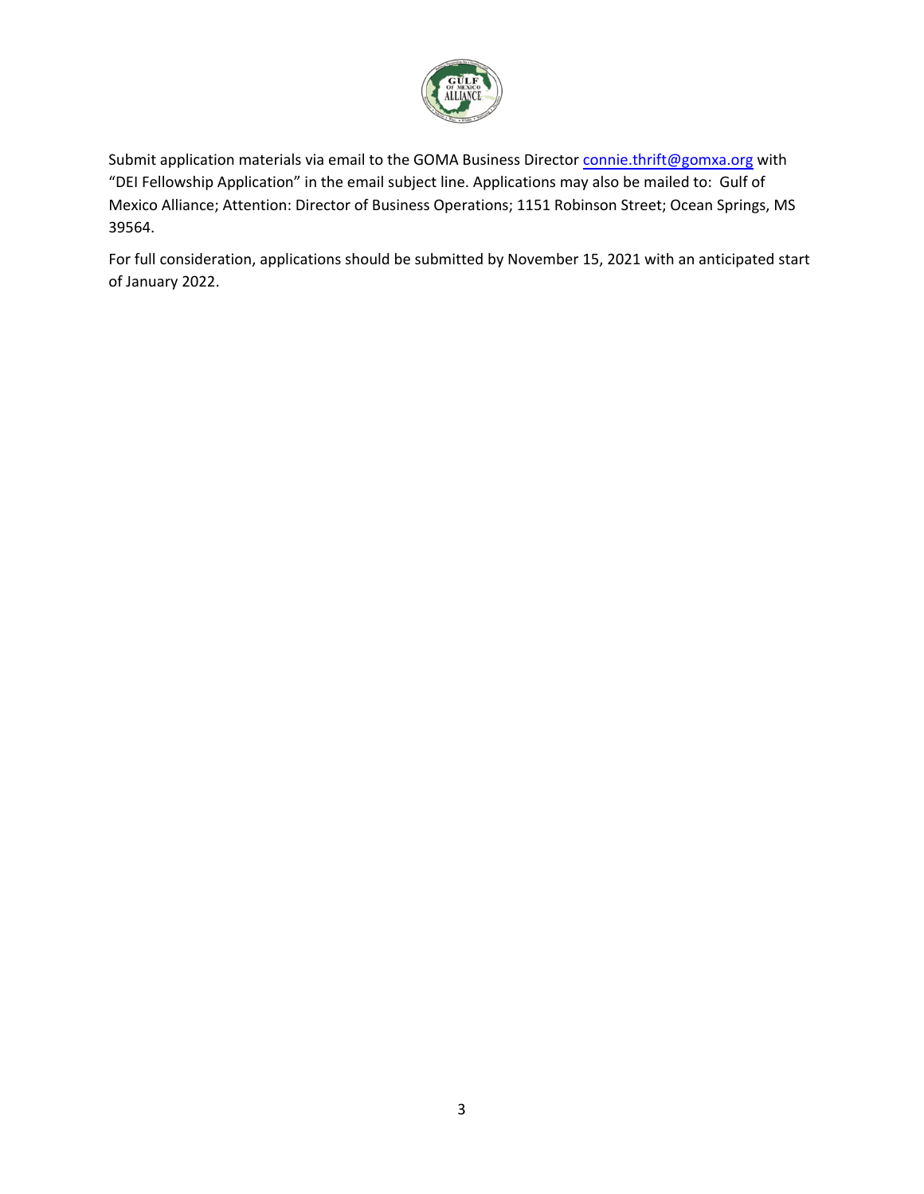Submit application materials via email to the GOMA Business Director [connie.thrift@gomxa.org](mailto:connie.thrift@gomxa.org) with "DEI Fellowship Application" in the email subject line. Applications may also be mailed to: Gulf of Mexico Alliance; Attention: Director of Business Operations; 1151 Robinson Street; Ocean Springs, MS 39564.

For full consideration, applications should be submitted by November 15, 2021 with an anticipated start of January 2022.